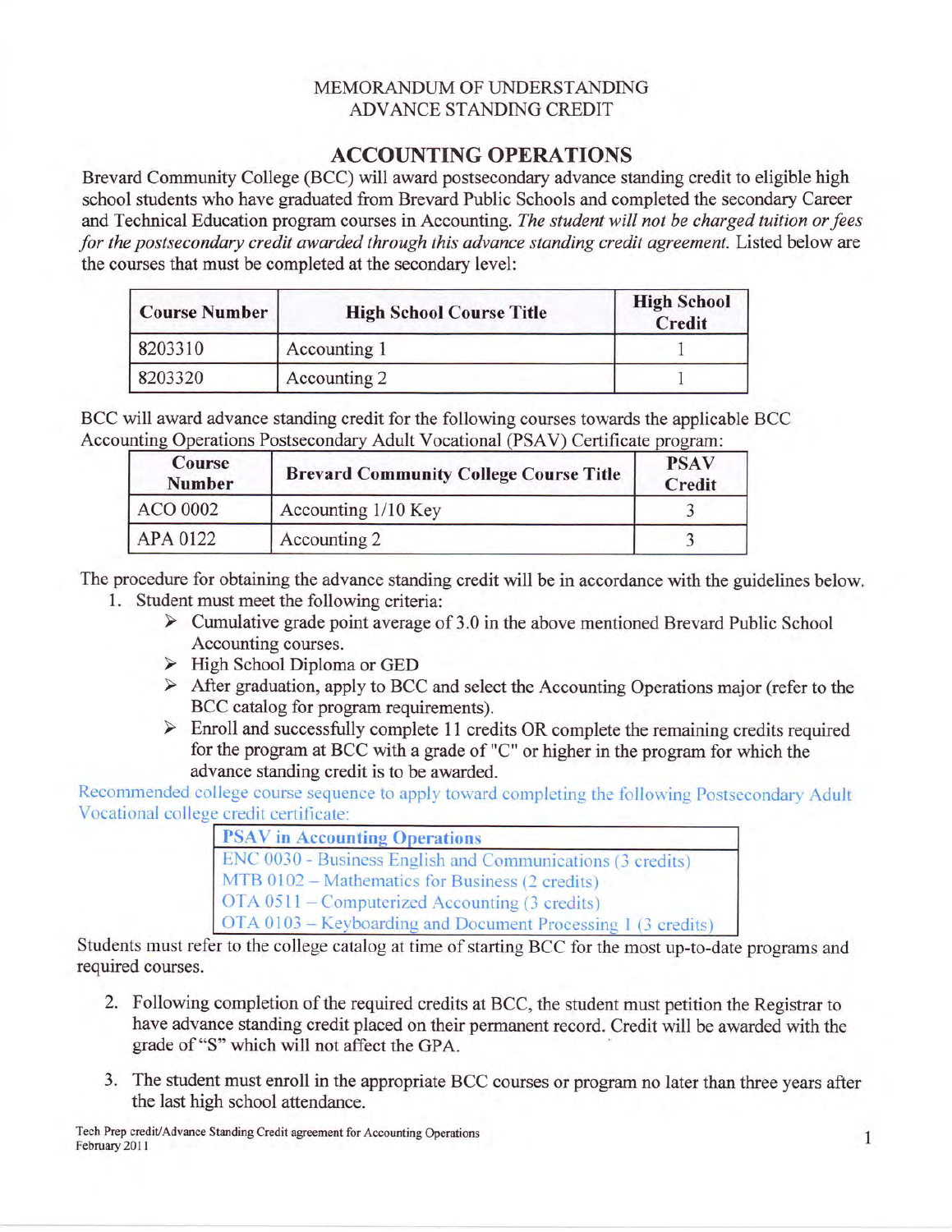MEMORANDUM OF UNDERSTANDING
ADVANCE STANDING CREDIT

# ACCOUNTING OPERATIONS

Brevard Community College (BCC) will award postsecondary advance standing credit to eligible high school students who have graduated from Brevard Public Schools and completed the secondary Career and Technical Education program courses in Accounting. *The student will not be charged tuition or fees for the postsecondary credit awarded through this advance standing credit agreement.* Listed below are the courses that must be completed at the secondary level:

| Course Number | High School Course Title | High School Credit |
|---|---|---|
| 8203310 | Accounting 1 | 1 |
| 8203320 | Accounting 2 | 1 |

BCC will award advance standing credit for the following courses towards the applicable BCC Accounting Operations Postsecondary Adult Vocational (PSAV) Certificate program:

| Course Number | Brevard Community College Course Title | PSAV Credit |
|---|---|---|
| ACO 0002 | Accounting 1/10 Key | 3 |
| APA 0122 | Accounting 2 | 3 |

The procedure for obtaining the advance standing credit will be in accordance with the guidelines below.

1. Student must meet the following criteria:
   - Cumulative grade point average of 3.0 in the above mentioned Brevard Public School Accounting courses.
   - High School Diploma or GED
   - After graduation, apply to BCC and select the Accounting Operations major (refer to the BCC catalog for program requirements).
   - Enroll and successfully complete 11 credits OR complete the remaining credits required for the program at BCC with a grade of "C" or higher in the program for which the advance standing credit is to be awarded.

Recommended college course sequence to apply toward completing the following Postsecondary Adult Vocational college credit certificate:

| PSAV in Accounting Operations |
|---|
| ENC 0030 - Business English and Communications (3 credits) |
| MTB 0102 – Mathematics for Business (2 credits) |
| OTA 0511 – Computerized Accounting (3 credits) |
| OTA 0103 – Keyboarding and Document Processing 1 (3 credits) |

Students must refer to the college catalog at time of starting BCC for the most up-to-date programs and required courses.

2. Following completion of the required credits at BCC, the student must petition the Registrar to have advance standing credit placed on their permanent record. Credit will be awarded with the grade of "S" which will not affect the GPA.

3. The student must enroll in the appropriate BCC courses or program no later than three years after the last high school attendance.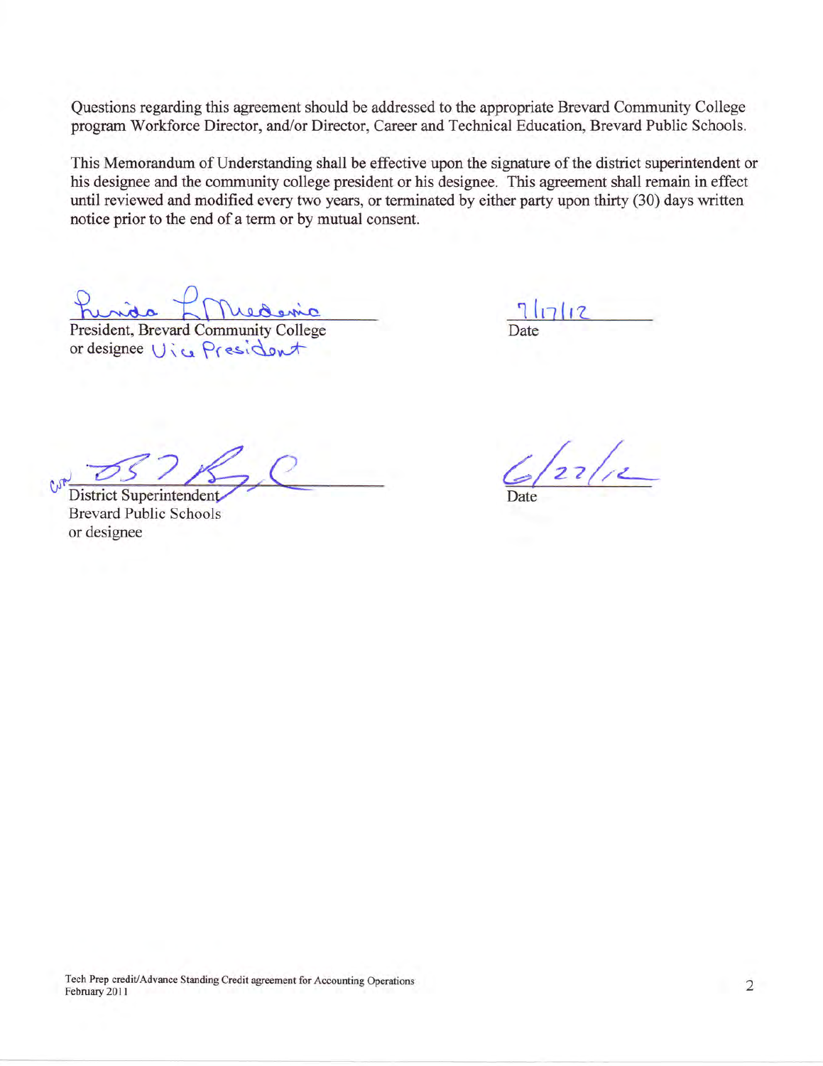Questions regarding this agreement should be addressed to the appropriate Brevard Community College program Workforce Director, and/or Director, Career and Technical Education, Brevard Public Schools.

This Memorandum of Understanding shall be effective upon the signature of the district superintendent or his designee and the community college president or his designee. This agreement shall remain in effect until reviewed and modified every two years, or terminated by either party upon thirty (30) days written notice prior to the end of a term or by mutual consent.

Linda L Miedema
President, Brevard Community College
or designee Vice President

7/17/12
Date

District Superintendent
Brevard Public Schools
or designee

6/22/12
Date

Tech Prep credit/Advance Standing Credit agreement for Accounting Operations
February 2011